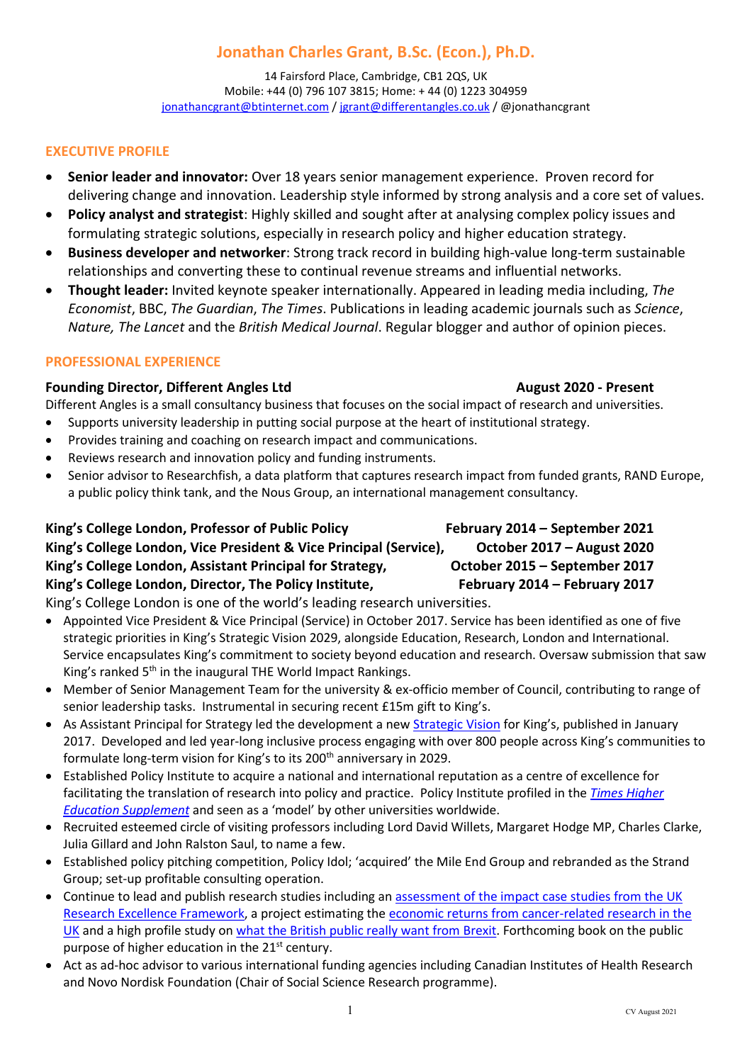# Jonathan Charles Grant, B.Sc. (Econ.), Ph.D.

14 Fairsford Place, Cambridge, CB1 2QS, UK
Mobile: +44 (0) 796 107 3815; Home: + 44 (0) 1223 304959
jonathancgrant@btinternet.com / jgrant@differentangles.co.uk / @jonathancgrant

## EXECUTIVE PROFILE

- **Senior leader and innovator:** Over 18 years senior management experience. Proven record for delivering change and innovation. Leadership style informed by strong analysis and a core set of values.
- **Policy analyst and strategist**: Highly skilled and sought after at analysing complex policy issues and formulating strategic solutions, especially in research policy and higher education strategy.
- **Business developer and networker**: Strong track record in building high-value long-term sustainable relationships and converting these to continual revenue streams and influential networks.
- **Thought leader:** Invited keynote speaker internationally. Appeared in leading media including, *The Economist*, BBC, *The Guardian*, *The Times*. Publications in leading academic journals such as *Science*, *Nature, The Lancet* and the *British Medical Journal*. Regular blogger and author of opinion pieces.

## PROFESSIONAL EXPERIENCE

### Founding Director, Different Angles Ltd — August 2020 - Present

Different Angles is a small consultancy business that focuses on the social impact of research and universities.

- Supports university leadership in putting social purpose at the heart of institutional strategy.
- Provides training and coaching on research impact and communications.
- Reviews research and innovation policy and funding instruments.
- Senior advisor to Researchfish, a data platform that captures research impact from funded grants, RAND Europe, a public policy think tank, and the Nous Group, an international management consultancy.

### King's College London, Professor of Public Policy — February 2014 – September 2021
### King's College London, Vice President & Vice Principal (Service), — October 2017 – August 2020
### King's College London, Assistant Principal for Strategy, — October 2015 – September 2017
### King's College London, Director, The Policy Institute, — February 2014 – February 2017

King's College London is one of the world's leading research universities.

- Appointed Vice President & Vice Principal (Service) in October 2017. Service has been identified as one of five strategic priorities in King's Strategic Vision 2029, alongside Education, Research, London and International. Service encapsulates King's commitment to society beyond education and research. Oversaw submission that saw King's ranked 5th in the inaugural THE World Impact Rankings.
- Member of Senior Management Team for the university & ex-officio member of Council, contributing to range of senior leadership tasks. Instrumental in securing recent £15m gift to King's.
- As Assistant Principal for Strategy led the development a new Strategic Vision for King's, published in January 2017. Developed and led year-long inclusive process engaging with over 800 people across King's communities to formulate long-term vision for King's to its 200th anniversary in 2029.
- Established Policy Institute to acquire a national and international reputation as a centre of excellence for facilitating the translation of research into policy and practice. Policy Institute profiled in the *Times Higher Education Supplement* and seen as a 'model' by other universities worldwide.
- Recruited esteemed circle of visiting professors including Lord David Willets, Margaret Hodge MP, Charles Clarke, Julia Gillard and John Ralston Saul, to name a few.
- Established policy pitching competition, Policy Idol; 'acquired' the Mile End Group and rebranded as the Strand Group; set-up profitable consulting operation.
- Continue to lead and publish research studies including an assessment of the impact case studies from the UK Research Excellence Framework, a project estimating the economic returns from cancer-related research in the UK and a high profile study on what the British public really want from Brexit. Forthcoming book on the public purpose of higher education in the 21st century.
- Act as ad-hoc advisor to various international funding agencies including Canadian Institutes of Health Research and Novo Nordisk Foundation (Chair of Social Science Research programme).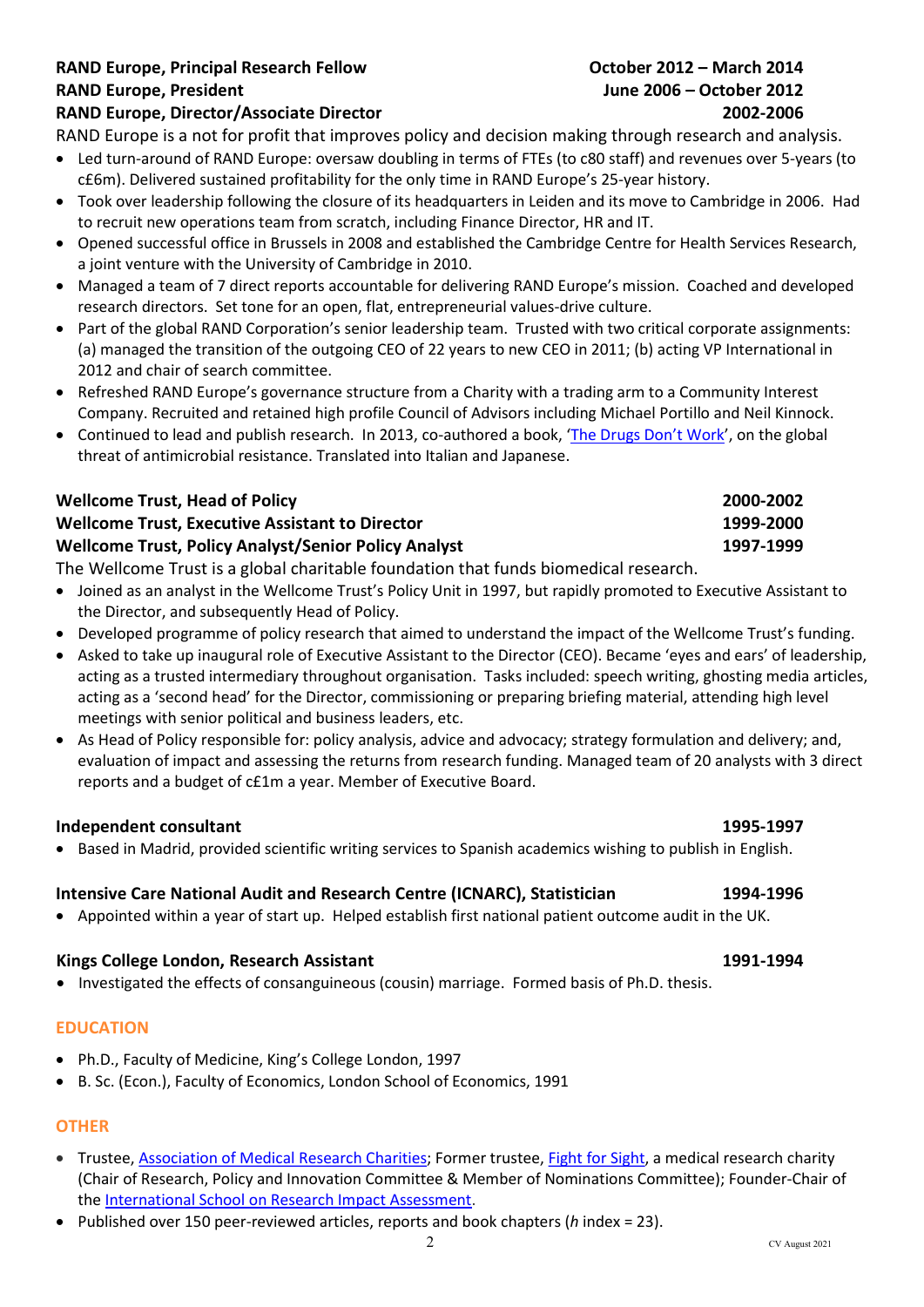**RAND Europe, Principal Research Fellow** **October 2012 – March 2014**
**RAND Europe, President** **June 2006 – October 2012**
**RAND Europe, Director/Associate Director** **2002-2006**

RAND Europe is a not for profit that improves policy and decision making through research and analysis.

- Led turn-around of RAND Europe: oversaw doubling in terms of FTEs (to c80 staff) and revenues over 5-years (to c£6m). Delivered sustained profitability for the only time in RAND Europe's 25-year history.
- Took over leadership following the closure of its headquarters in Leiden and its move to Cambridge in 2006. Had to recruit new operations team from scratch, including Finance Director, HR and IT.
- Opened successful office in Brussels in 2008 and established the Cambridge Centre for Health Services Research, a joint venture with the University of Cambridge in 2010.
- Managed a team of 7 direct reports accountable for delivering RAND Europe's mission. Coached and developed research directors. Set tone for an open, flat, entrepreneurial values-drive culture.
- Part of the global RAND Corporation's senior leadership team. Trusted with two critical corporate assignments: (a) managed the transition of the outgoing CEO of 22 years to new CEO in 2011; (b) acting VP International in 2012 and chair of search committee.
- Refreshed RAND Europe's governance structure from a Charity with a trading arm to a Community Interest Company. Recruited and retained high profile Council of Advisors including Michael Portillo and Neil Kinnock.
- Continued to lead and publish research. In 2013, co-authored a book, 'The Drugs Don't Work', on the global threat of antimicrobial resistance. Translated into Italian and Japanese.

**Wellcome Trust, Head of Policy** **2000-2002**
**Wellcome Trust, Executive Assistant to Director** **1999-2000**
**Wellcome Trust, Policy Analyst/Senior Policy Analyst** **1997-1999**

The Wellcome Trust is a global charitable foundation that funds biomedical research.

- Joined as an analyst in the Wellcome Trust's Policy Unit in 1997, but rapidly promoted to Executive Assistant to the Director, and subsequently Head of Policy.
- Developed programme of policy research that aimed to understand the impact of the Wellcome Trust's funding.
- Asked to take up inaugural role of Executive Assistant to the Director (CEO). Became 'eyes and ears' of leadership, acting as a trusted intermediary throughout organisation. Tasks included: speech writing, ghosting media articles, acting as a 'second head' for the Director, commissioning or preparing briefing material, attending high level meetings with senior political and business leaders, etc.
- As Head of Policy responsible for: policy analysis, advice and advocacy; strategy formulation and delivery; and, evaluation of impact and assessing the returns from research funding. Managed team of 20 analysts with 3 direct reports and a budget of c£1m a year. Member of Executive Board.

**Independent consultant** **1995-1997**

- Based in Madrid, provided scientific writing services to Spanish academics wishing to publish in English.

**Intensive Care National Audit and Research Centre (ICNARC), Statistician** **1994-1996**

- Appointed within a year of start up. Helped establish first national patient outcome audit in the UK.

**Kings College London, Research Assistant** **1991-1994**

- Investigated the effects of consanguineous (cousin) marriage. Formed basis of Ph.D. thesis.

## EDUCATION

- Ph.D., Faculty of Medicine, King's College London, 1997
- B. Sc. (Econ.), Faculty of Economics, London School of Economics, 1991

## OTHER

- Trustee, Association of Medical Research Charities; Former trustee, Fight for Sight, a medical research charity (Chair of Research, Policy and Innovation Committee & Member of Nominations Committee); Founder-Chair of the International School on Research Impact Assessment.
- Published over 150 peer-reviewed articles, reports and book chapters (*h* index = 23).